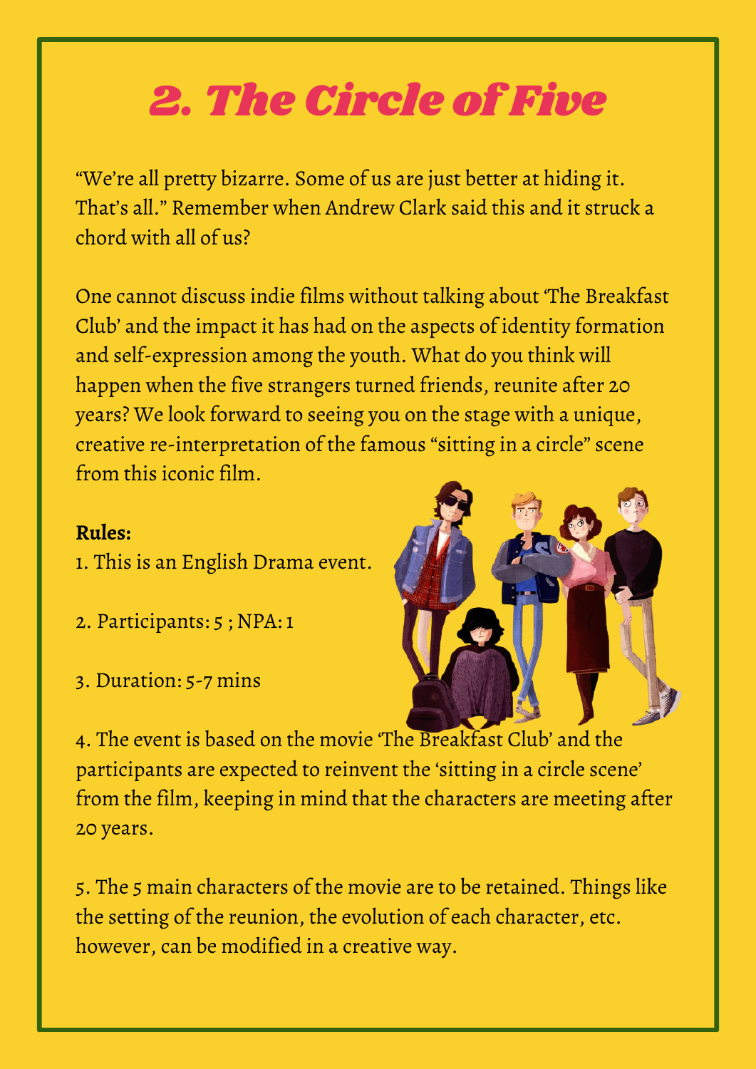# 2. The Circle of Five

"We're all pretty bizarre. Some of us are just better at hiding it. That's all." Remember when Andrew Clark said this and it struck a chord with all of us?

One cannot discuss indie films without talking about 'The Breakfast Club' and the impact it has had on the aspects of identity formation and self-expression among the youth. What do you think will happen when the five strangers turned friends, reunite after 20 years? We look forward to seeing you on the stage with a unique, creative re-interpretation of the famous "sitting in a circle" scene from this iconic film.

**Rules:**

1. This is an English Drama event.

2. Participants: 5 ; NPA: 1

3. Duration: 5-7 mins

4. The event is based on the movie 'The Breakfast Club' and the participants are expected to reinvent the 'sitting in a circle scene' from the film, keeping in mind that the characters are meeting after 20 years.

5. The 5 main characters of the movie are to be retained. Things like the setting of the reunion, the evolution of each character, etc. however, can be modified in a creative way.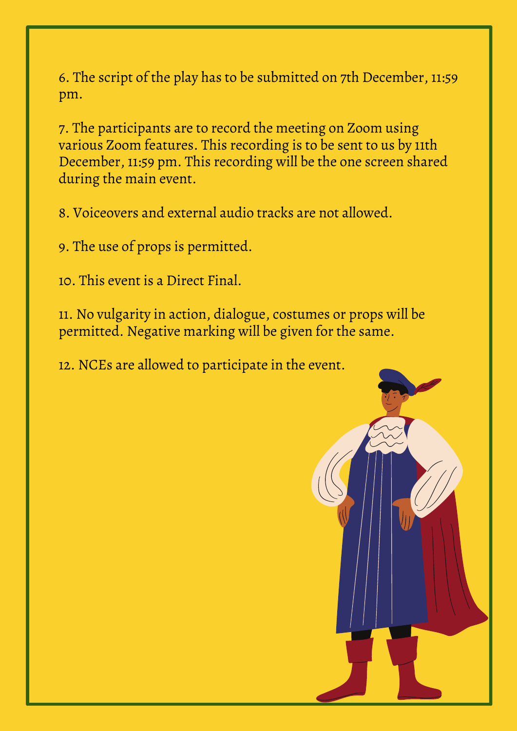6. The script of the play has to be submitted on 7th December, 11:59 pm.

7. The participants are to record the meeting on Zoom using various Zoom features. This recording is to be sent to us by 11th December, 11:59 pm. This recording will be the one screen shared during the main event.

8. Voiceovers and external audio tracks are not allowed.

9. The use of props is permitted.

10. This event is a Direct Final.

11. No vulgarity in action, dialogue, costumes or props will be permitted. Negative marking will be given for the same.

12. NCEs are allowed to participate in the event.